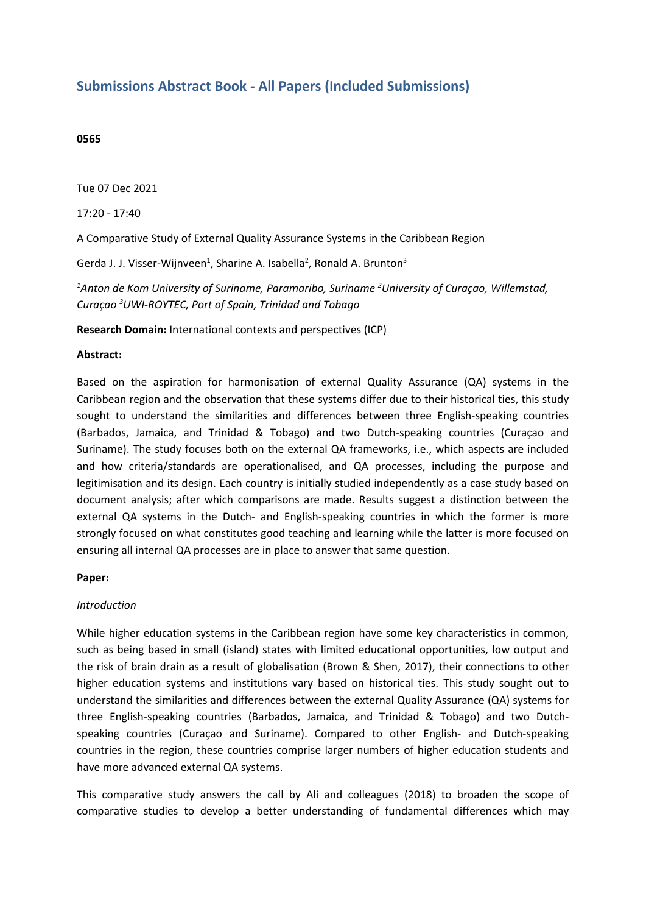## Submissions Abstract Book - All Papers (Included Submissions)

**0565**

Tue 07 Dec 2021

17:20 - 17:40

A Comparative Study of External Quality Assurance Systems in the Caribbean Region

Gerda J. J. Visser-Wijnveen[1], Sharine A. Isabella[2], Ronald A. Brunton[3]

*[1]Anton de Kom University of Suriname, Paramaribo, Suriname [2]University of Curaçao, Willemstad, Curaçao [3]UWI-ROYTEC, Port of Spain, Trinidad and Tobago*

**Research Domain:** International contexts and perspectives (ICP)

**Abstract:**

Based on the aspiration for harmonisation of external Quality Assurance (QA) systems in the Caribbean region and the observation that these systems differ due to their historical ties, this study sought to understand the similarities and differences between three English-speaking countries (Barbados, Jamaica, and Trinidad & Tobago) and two Dutch-speaking countries (Curaçao and Suriname). The study focuses both on the external QA frameworks, i.e., which aspects are included and how criteria/standards are operationalised, and QA processes, including the purpose and legitimisation and its design. Each country is initially studied independently as a case study based on document analysis; after which comparisons are made. Results suggest a distinction between the external QA systems in the Dutch- and English-speaking countries in which the former is more strongly focused on what constitutes good teaching and learning while the latter is more focused on ensuring all internal QA processes are in place to answer that same question.

**Paper:**

*Introduction*

While higher education systems in the Caribbean region have some key characteristics in common, such as being based in small (island) states with limited educational opportunities, low output and the risk of brain drain as a result of globalisation (Brown & Shen, 2017), their connections to other higher education systems and institutions vary based on historical ties. This study sought out to understand the similarities and differences between the external Quality Assurance (QA) systems for three English-speaking countries (Barbados, Jamaica, and Trinidad & Tobago) and two Dutch-speaking countries (Curaçao and Suriname). Compared to other English- and Dutch-speaking countries in the region, these countries comprise larger numbers of higher education students and have more advanced external QA systems.

This comparative study answers the call by Ali and colleagues (2018) to broaden the scope of comparative studies to develop a better understanding of fundamental differences which may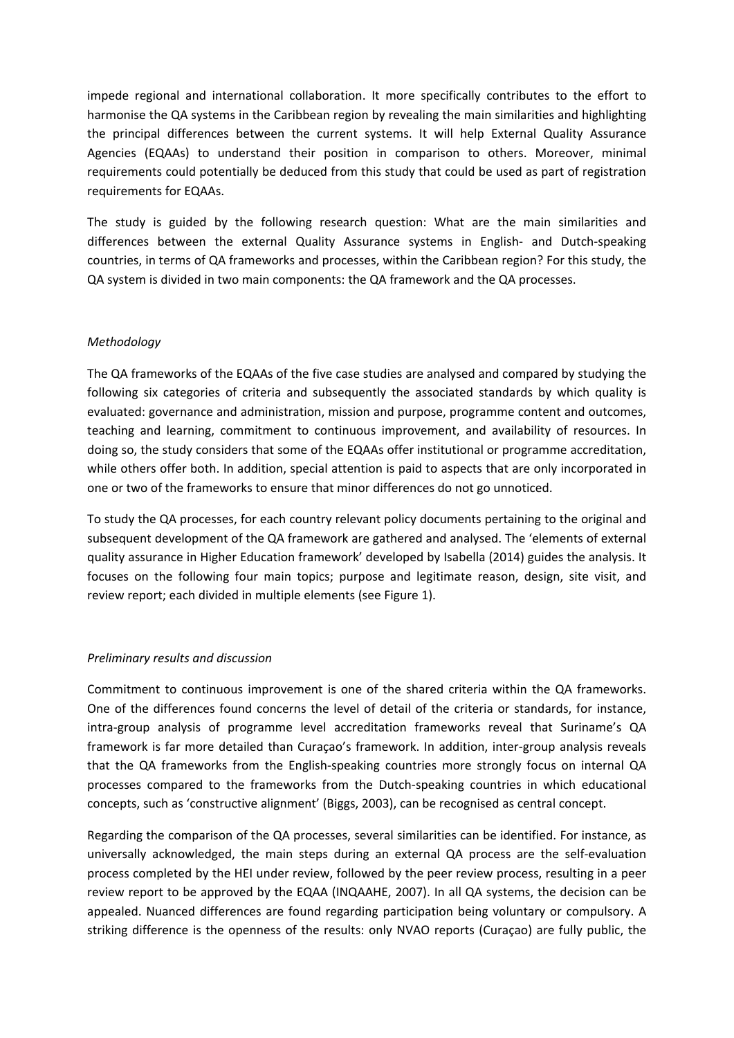impede regional and international collaboration. It more specifically contributes to the effort to harmonise the QA systems in the Caribbean region by revealing the main similarities and highlighting the principal differences between the current systems. It will help External Quality Assurance Agencies (EQAAs) to understand their position in comparison to others. Moreover, minimal requirements could potentially be deduced from this study that could be used as part of registration requirements for EQAAs.

The study is guided by the following research question: What are the main similarities and differences between the external Quality Assurance systems in English- and Dutch-speaking countries, in terms of QA frameworks and processes, within the Caribbean region? For this study, the QA system is divided in two main components: the QA framework and the QA processes.

*Methodology*

The QA frameworks of the EQAAs of the five case studies are analysed and compared by studying the following six categories of criteria and subsequently the associated standards by which quality is evaluated: governance and administration, mission and purpose, programme content and outcomes, teaching and learning, commitment to continuous improvement, and availability of resources. In doing so, the study considers that some of the EQAAs offer institutional or programme accreditation, while others offer both. In addition, special attention is paid to aspects that are only incorporated in one or two of the frameworks to ensure that minor differences do not go unnoticed.

To study the QA processes, for each country relevant policy documents pertaining to the original and subsequent development of the QA framework are gathered and analysed. The 'elements of external quality assurance in Higher Education framework' developed by Isabella (2014) guides the analysis. It focuses on the following four main topics; purpose and legitimate reason, design, site visit, and review report; each divided in multiple elements (see Figure 1).

*Preliminary results and discussion*

Commitment to continuous improvement is one of the shared criteria within the QA frameworks. One of the differences found concerns the level of detail of the criteria or standards, for instance, intra-group analysis of programme level accreditation frameworks reveal that Suriname's QA framework is far more detailed than Curaçao's framework. In addition, inter-group analysis reveals that the QA frameworks from the English-speaking countries more strongly focus on internal QA processes compared to the frameworks from the Dutch-speaking countries in which educational concepts, such as 'constructive alignment' (Biggs, 2003), can be recognised as central concept.

Regarding the comparison of the QA processes, several similarities can be identified. For instance, as universally acknowledged, the main steps during an external QA process are the self-evaluation process completed by the HEI under review, followed by the peer review process, resulting in a peer review report to be approved by the EQAA (INQAAHE, 2007). In all QA systems, the decision can be appealed. Nuanced differences are found regarding participation being voluntary or compulsory. A striking difference is the openness of the results: only NVAO reports (Curaçao) are fully public, the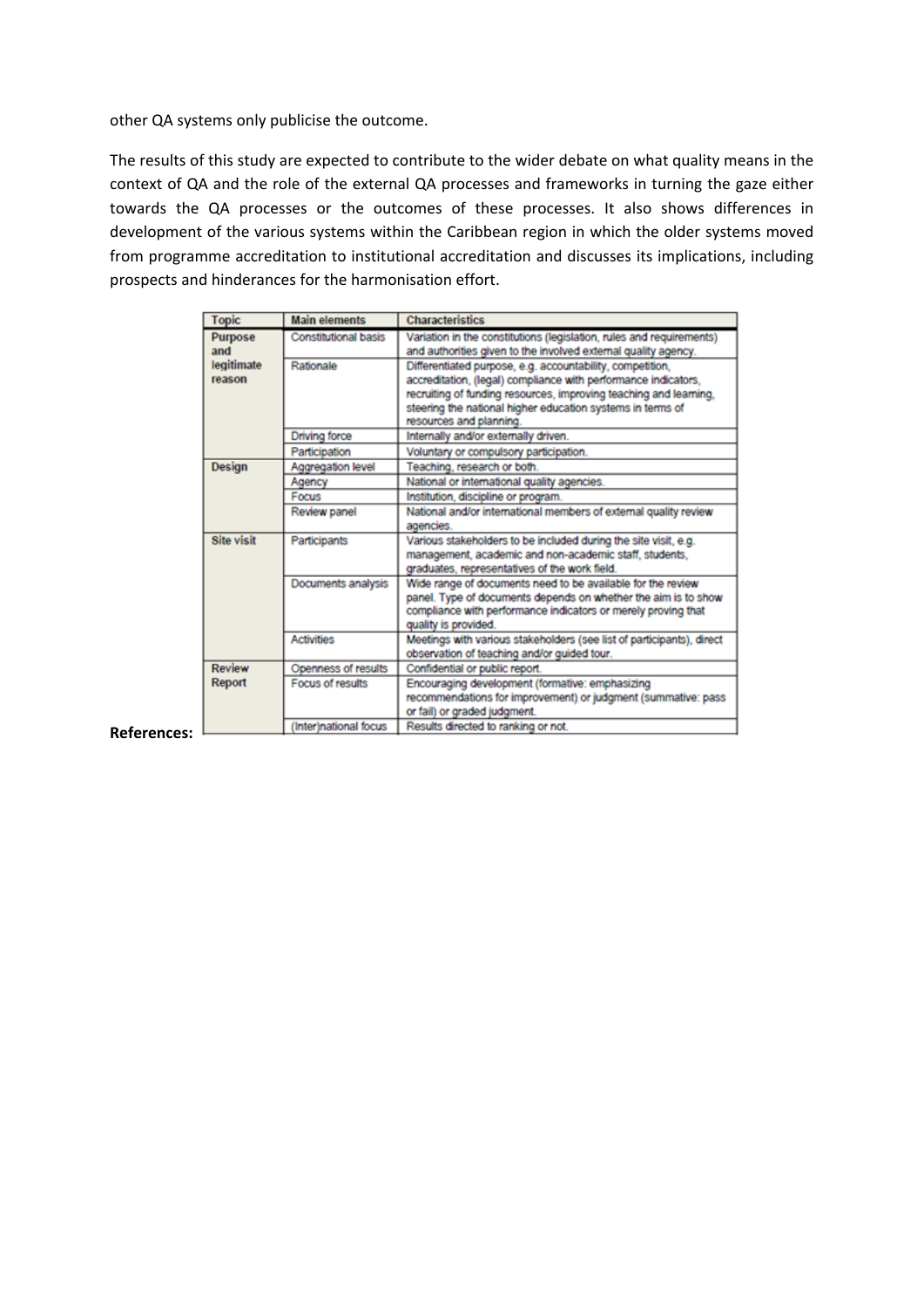other QA systems only publicise the outcome.

The results of this study are expected to contribute to the wider debate on what quality means in the context of QA and the role of the external QA processes and frameworks in turning the gaze either towards the QA processes or the outcomes of these processes. It also shows differences in development of the various systems within the Caribbean region in which the older systems moved from programme accreditation to institutional accreditation and discusses its implications, including prospects and hinderances for the harmonisation effort.

| Topic | Main elements | Characteristics |
|---|---|---|
| Purpose and legitimate reason | Constitutional basis | Variation in the constitutions (legislation, rules and requirements) and authorities given to the involved external quality agency. |
| | Rationale | Differentiated purpose, e.g. accountability, competition, accreditation, (legal) compliance with performance indicators, recruiting of funding resources, improving teaching and learning, steering the national higher education systems in terms of resources and planning. |
| | Driving force | Internally and/or externally driven. |
| | Participation | Voluntary or compulsory participation. |
| Design | Aggregation level | Teaching, research or both. |
| | Agency | National or international quality agencies. |
| | Focus | Institution, discipline or program. |
| | Review panel | National and/or international members of external quality review agencies. |
| Site visit | Participants | Various stakeholders to be included during the site visit, e.g. management, academic and non-academic staff, students, graduates, representatives of the work field. |
| | Documents analysis | Wide range of documents need to be available for the review panel. Type of documents depends on whether the aim is to show compliance with performance indicators or merely proving that quality is provided. |
| | Activities | Meetings with various stakeholders (see list of participants), direct observation of teaching and/or guided tour. |
| Review Report | Openness of results | Confidential or public report. |
| | Focus of results | Encouraging development (formative: emphasizing recommendations for improvement) or judgment (summative: pass or fail) or graded judgment. |
| | (Inter)national focus | Results directed to ranking or not. |

**References:**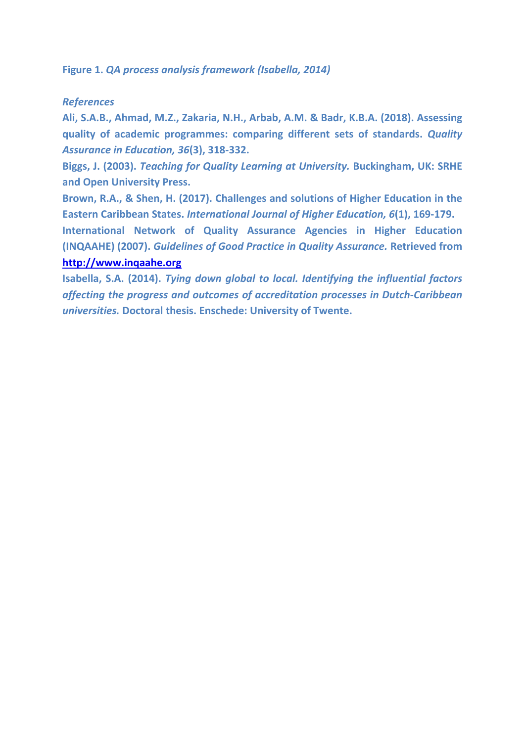**Figure 1.** *QA process analysis framework (Isabella, 2014)*

*References*

**Ali, S.A.B., Ahmad, M.Z., Zakaria, N.H., Arbab, A.M. & Badr, K.B.A. (2018). Assessing quality of academic programmes: comparing different sets of standards.** ***Quality Assurance in Education, 36*****(3), 318-332.**

**Biggs, J. (2003).** ***Teaching for Quality Learning at University.*** **Buckingham, UK: SRHE and Open University Press.**

**Brown, R.A., & Shen, H. (2017). Challenges and solutions of Higher Education in the Eastern Caribbean States.** ***International Journal of Higher Education, 6*****(1), 169-179.**

**International Network of Quality Assurance Agencies in Higher Education (INQAAHE) (2007).** ***Guidelines of Good Practice in Quality Assurance.*** **Retrieved from [http://www.inqaahe.org](http://www.inqaahe.org)**

**Isabella, S.A. (2014).** ***Tying down global to local. Identifying the influential factors affecting the progress and outcomes of accreditation processes in Dutch-Caribbean universities.*** **Doctoral thesis. Enschede: University of Twente.**